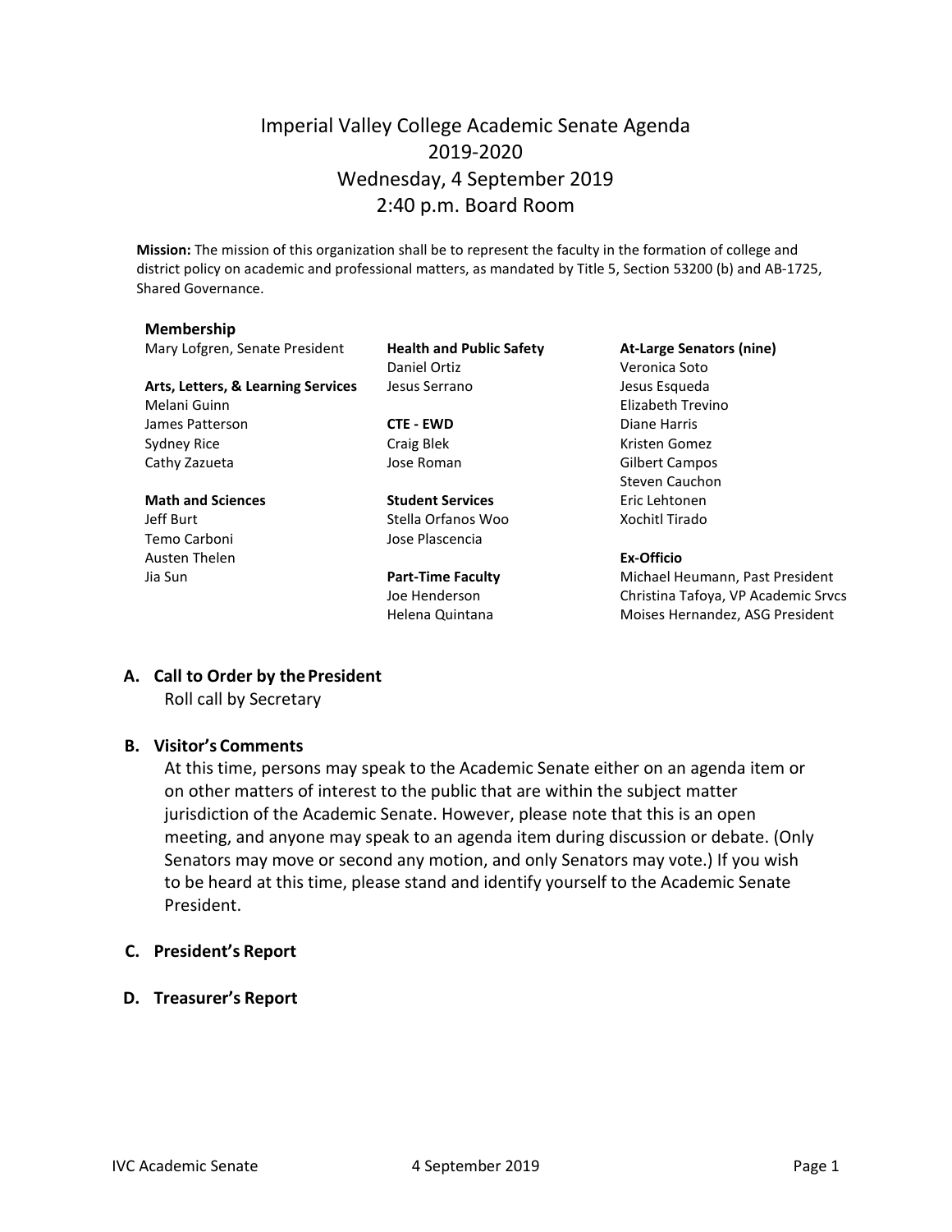# Imperial Valley College Academic Senate Agenda
## 2019-2020
## Wednesday, 4 September 2019
## 2:40 p.m. Board Room

**Mission:** The mission of this organization shall be to represent the faculty in the formation of college and district policy on academic and professional matters, as mandated by Title 5, Section 53200 (b) and AB-1725, Shared Governance.

**Membership**

Mary Lofgren, Senate President

**Arts, Letters, & Learning Services**
Melani Guinn
James Patterson
Sydney Rice
Cathy Zazueta

**Math and Sciences**
Jeff Burt
Temo Carboni
Austen Thelen
Jia Sun

**Health and Public Safety**
Daniel Ortiz
Jesus Serrano

**CTE - EWD**
Craig Blek
Jose Roman

**Student Services**
Stella Orfanos Woo
Jose Plascencia

**Part-Time Faculty**
Joe Henderson
Helena Quintana

**At-Large Senators (nine)**
Veronica Soto
Jesus Esqueda
Elizabeth Trevino
Diane Harris
Kristen Gomez
Gilbert Campos
Steven Cauchon
Eric Lehtonen
Xochitl Tirado

**Ex-Officio**
Michael Heumann, Past President
Christina Tafoya, VP Academic Srvcs
Moises Hernandez, ASG President

**A. Call to Order by the President**

Roll call by Secretary

**B. Visitor's Comments**

At this time, persons may speak to the Academic Senate either on an agenda item or on other matters of interest to the public that are within the subject matter jurisdiction of the Academic Senate. However, please note that this is an open meeting, and anyone may speak to an agenda item during discussion or debate. (Only Senators may move or second any motion, and only Senators may vote.) If you wish to be heard at this time, please stand and identify yourself to the Academic Senate President.

**C. President's Report**

**D. Treasurer's Report**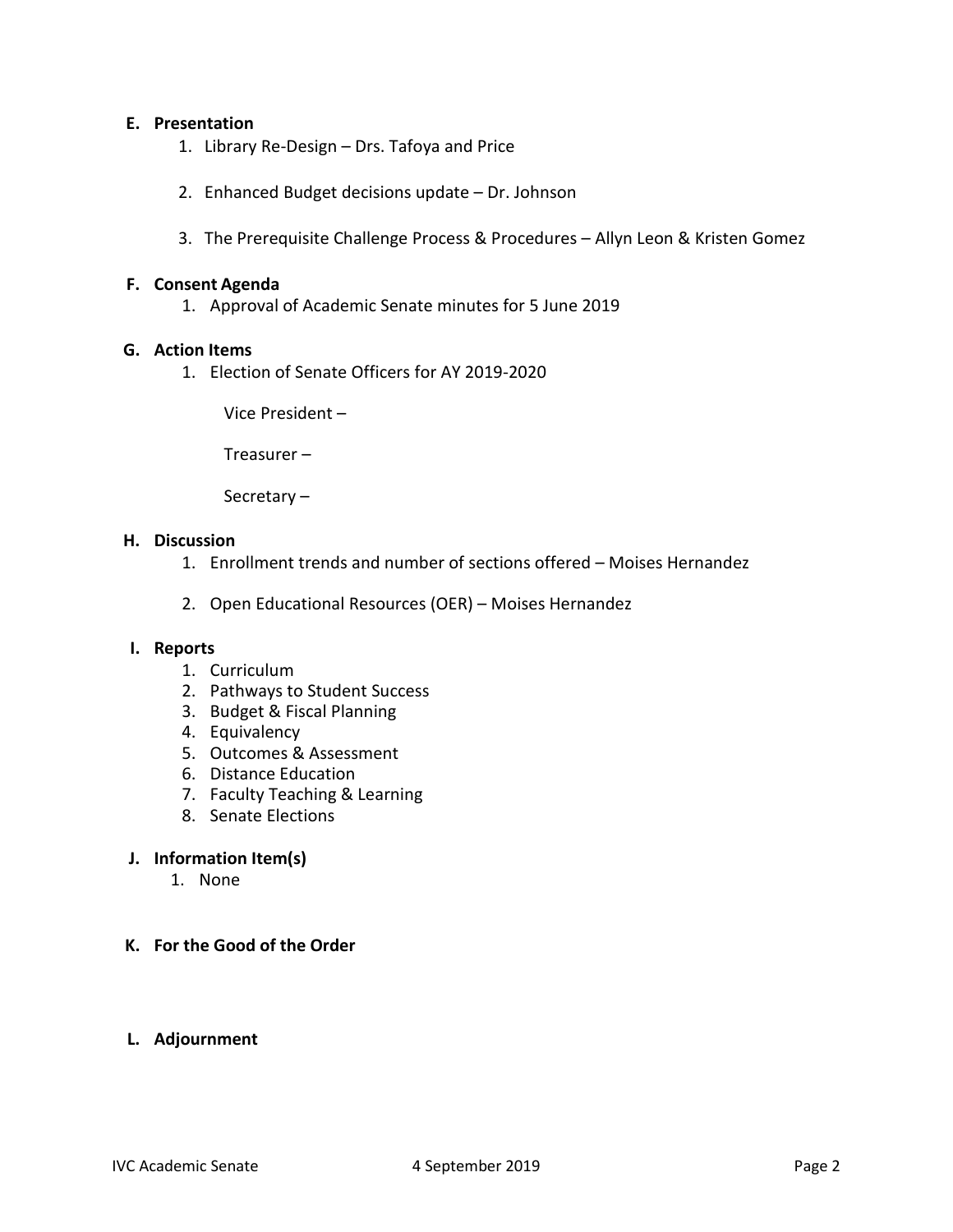**E. Presentation**

1. Library Re-Design – Drs. Tafoya and Price
2. Enhanced Budget decisions update – Dr. Johnson
3. The Prerequisite Challenge Process & Procedures – Allyn Leon & Kristen Gomez

**F. Consent Agenda**

1. Approval of Academic Senate minutes for 5 June 2019

**G. Action Items**

1. Election of Senate Officers for AY 2019-2020

   Vice President –

   Treasurer –

   Secretary –

**H. Discussion**

1. Enrollment trends and number of sections offered – Moises Hernandez
2. Open Educational Resources (OER) – Moises Hernandez

**I. Reports**

1. Curriculum
2. Pathways to Student Success
3. Budget & Fiscal Planning
4. Equivalency
5. Outcomes & Assessment
6. Distance Education
7. Faculty Teaching & Learning
8. Senate Elections

**J. Information Item(s)**

1. None

**K. For the Good of the Order**

**L. Adjournment**